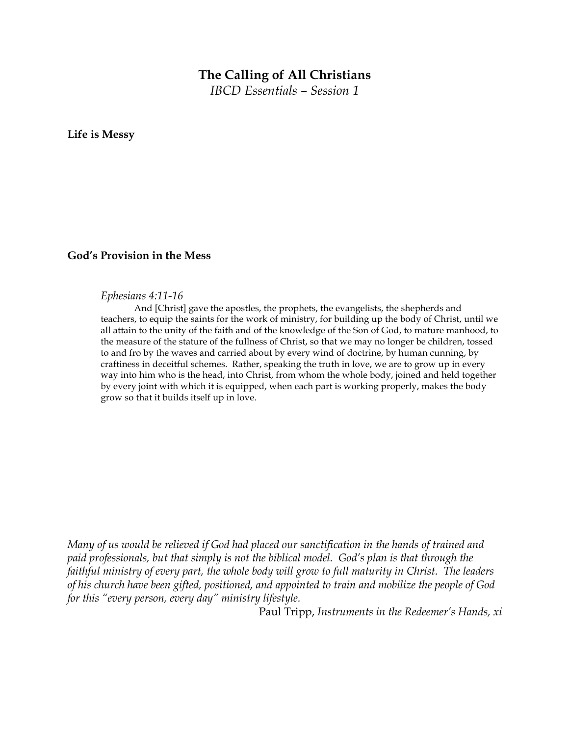# The Calling of All Christians

*IBCD Essentials – Session 1*

**Life is Messy**

**God's Provision in the Mess**

> *Ephesians 4:11-16*
>
> And [Christ] gave the apostles, the prophets, the evangelists, the shepherds and teachers, to equip the saints for the work of ministry, for building up the body of Christ, until we all attain to the unity of the faith and of the knowledge of the Son of God, to mature manhood, to the measure of the stature of the fullness of Christ, so that we may no longer be children, tossed to and fro by the waves and carried about by every wind of doctrine, by human cunning, by craftiness in deceitful schemes. Rather, speaking the truth in love, we are to grow up in every way into him who is the head, into Christ, from whom the whole body, joined and held together by every joint with which it is equipped, when each part is working properly, makes the body grow so that it builds itself up in love.

*Many of us would be relieved if God had placed our sanctification in the hands of trained and paid professionals, but that simply is not the biblical model. God's plan is that through the faithful ministry of every part, the whole body will grow to full maturity in Christ. The leaders of his church have been gifted, positioned, and appointed to train and mobilize the people of God for this "every person, every day" ministry lifestyle.*

Paul Tripp, *Instruments in the Redeemer's Hands, xi*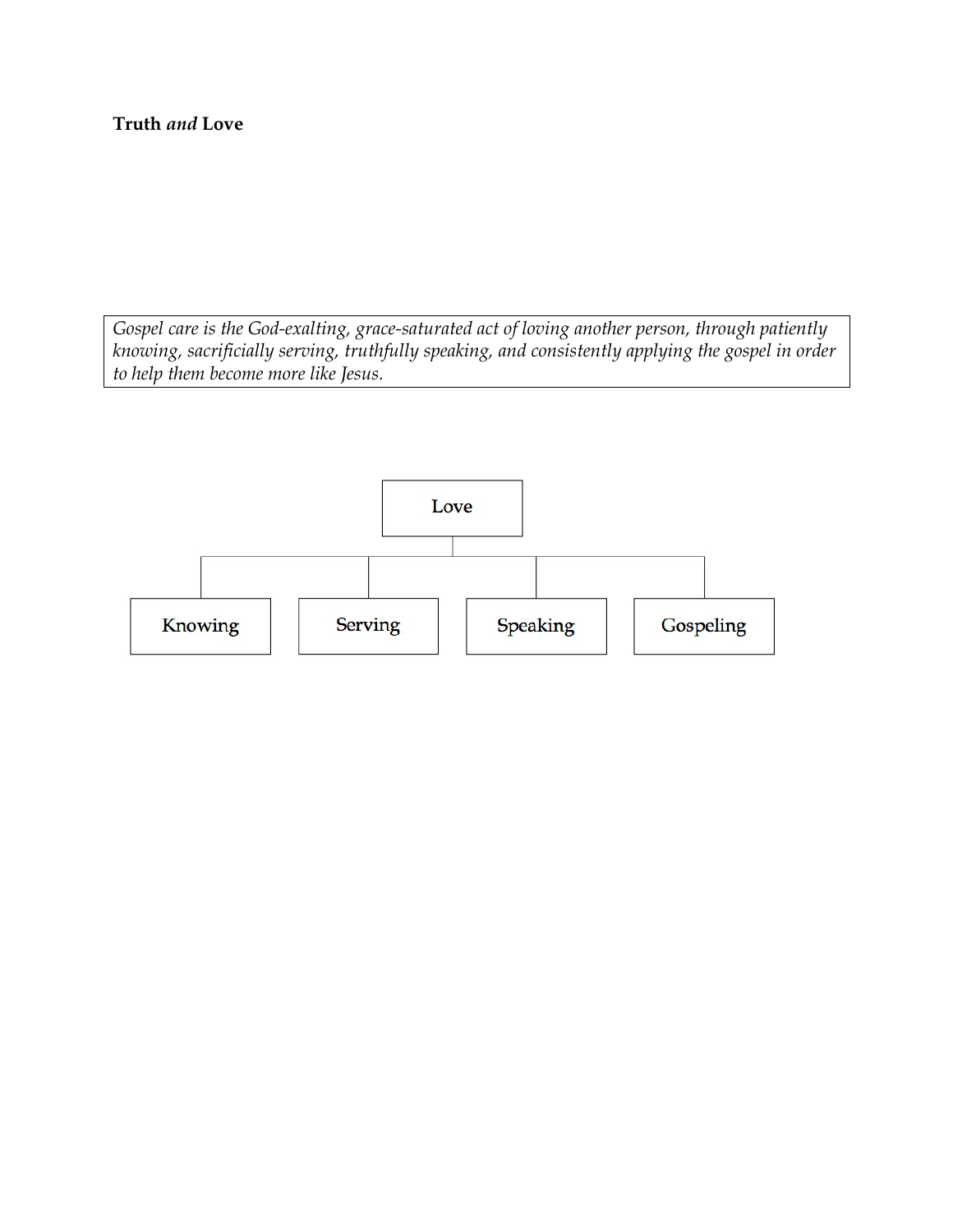**Truth *and* Love**

> *Gospel care is the God-exalting, grace-saturated act of loving another person, through patiently knowing, sacrificially serving, truthfully speaking, and consistently applying the gospel in order to help them become more like Jesus.*

Love

Knowing

Serving

Speaking

Gospeling